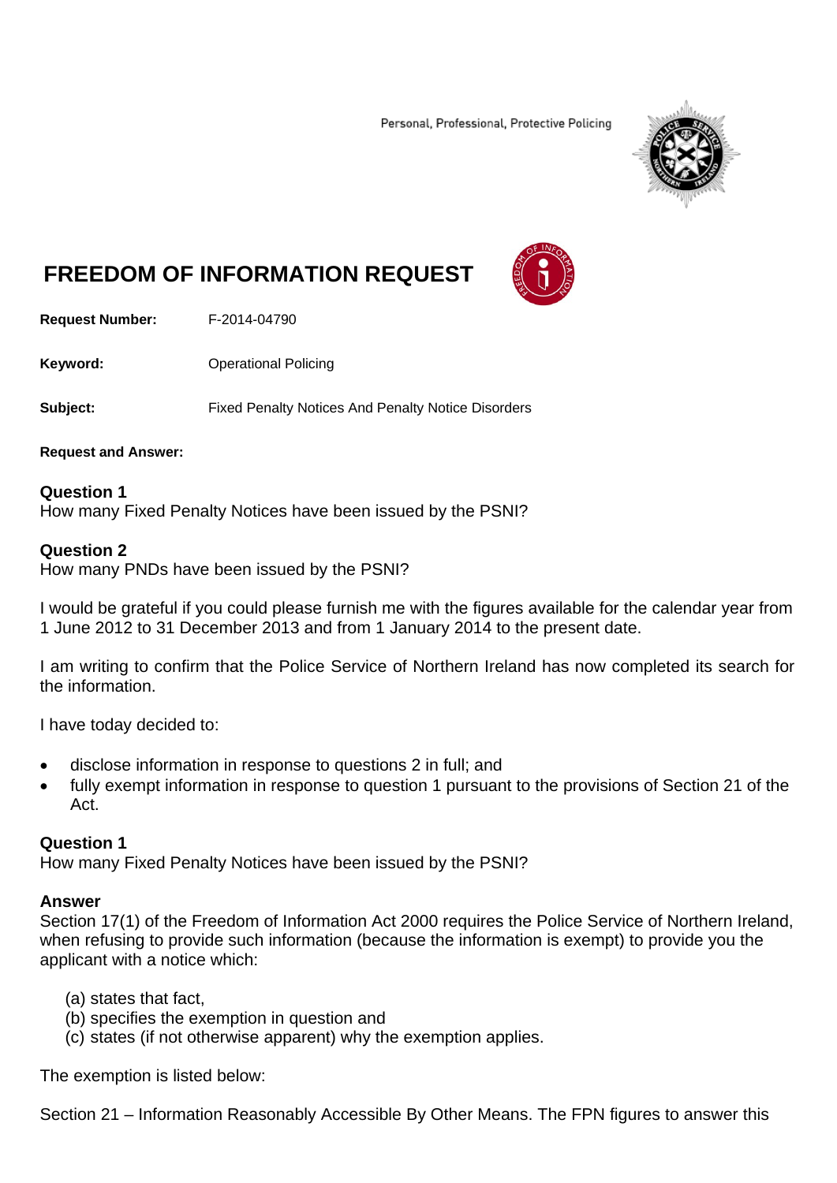Personal, Professional, Protective Policing

# FREEDOM OF INFORMATION REQUEST

**Request Number:** F-2014-04790

**Keyword:** Operational Policing

**Subject:** Fixed Penalty Notices And Penalty Notice Disorders

**Request and Answer:**

**Question 1**
How many Fixed Penalty Notices have been issued by the PSNI?

**Question 2**
How many PNDs have been issued by the PSNI?

I would be grateful if you could please furnish me with the figures available for the calendar year from 1 June 2012 to 31 December 2013 and from 1 January 2014 to the present date.

I am writing to confirm that the Police Service of Northern Ireland has now completed its search for the information.

I have today decided to:

- disclose information in response to questions 2 in full; and
- fully exempt information in response to question 1 pursuant to the provisions of Section 21 of the Act.

**Question 1**
How many Fixed Penalty Notices have been issued by the PSNI?

**Answer**
Section 17(1) of the Freedom of Information Act 2000 requires the Police Service of Northern Ireland, when refusing to provide such information (because the information is exempt) to provide you the applicant with a notice which:

(a) states that fact,
(b) specifies the exemption in question and
(c) states (if not otherwise apparent) why the exemption applies.

The exemption is listed below:

Section 21 – Information Reasonably Accessible By Other Means. The FPN figures to answer this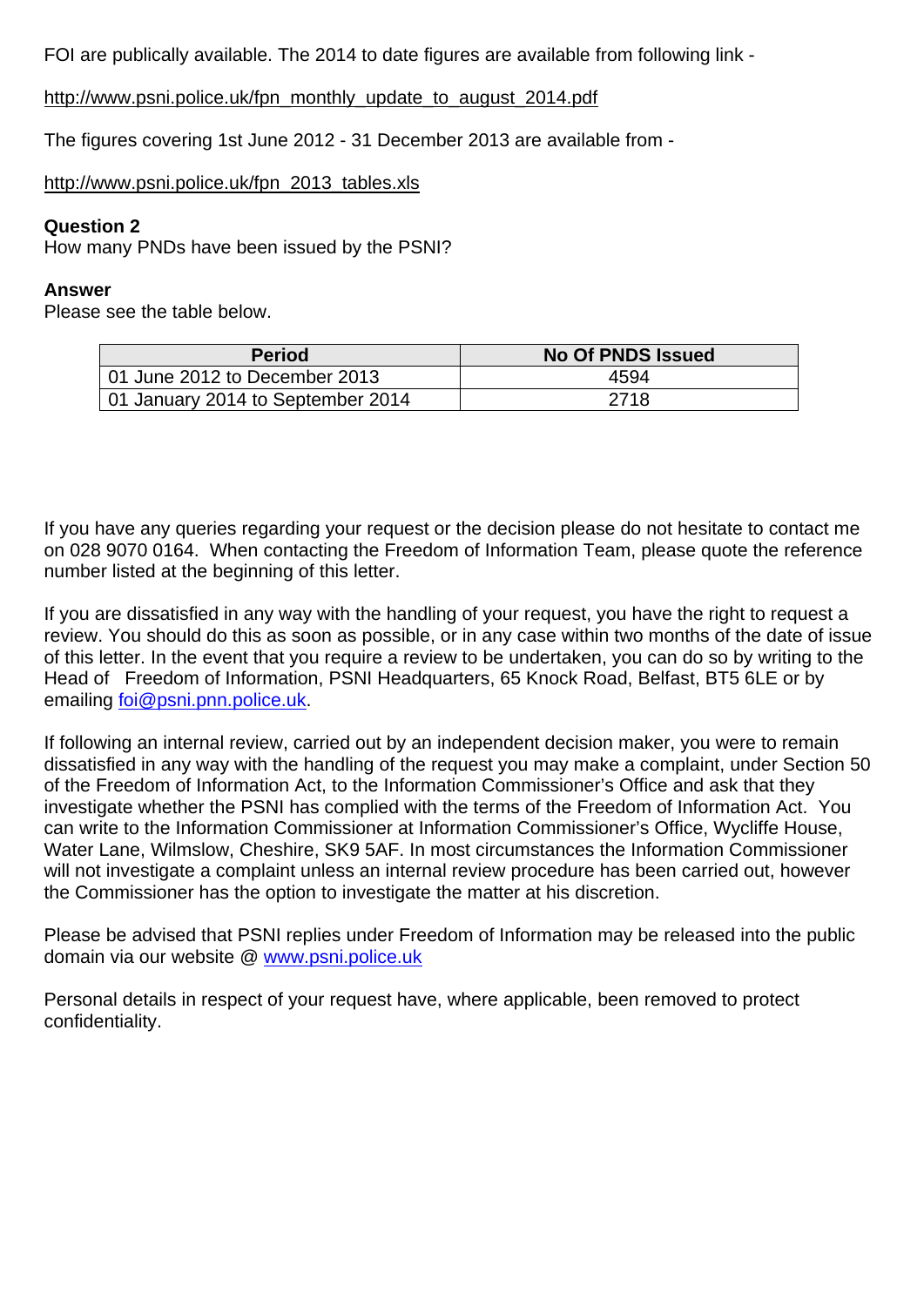FOI are publically available. The 2014 to date figures are available from following link -

http://www.psni.police.uk/fpn_monthly_update_to_august_2014.pdf

The figures covering 1st June 2012 - 31 December 2013 are available from -

http://www.psni.police.uk/fpn_2013_tables.xls

**Question 2**
How many PNDs have been issued by the PSNI?

**Answer**
Please see the table below.

| Period | No Of PNDS Issued |
|---|---|
| 01 June 2012 to December 2013 | 4594 |
| 01 January 2014 to September 2014 | 2718 |

If you have any queries regarding your request or the decision please do not hesitate to contact me on 028 9070 0164. When contacting the Freedom of Information Team, please quote the reference number listed at the beginning of this letter.

If you are dissatisfied in any way with the handling of your request, you have the right to request a review. You should do this as soon as possible, or in any case within two months of the date of issue of this letter. In the event that you require a review to be undertaken, you can do so by writing to the Head of Freedom of Information, PSNI Headquarters, 65 Knock Road, Belfast, BT5 6LE or by emailing foi@psni.pnn.police.uk.

If following an internal review, carried out by an independent decision maker, you were to remain dissatisfied in any way with the handling of the request you may make a complaint, under Section 50 of the Freedom of Information Act, to the Information Commissioner's Office and ask that they investigate whether the PSNI has complied with the terms of the Freedom of Information Act. You can write to the Information Commissioner at Information Commissioner's Office, Wycliffe House, Water Lane, Wilmslow, Cheshire, SK9 5AF. In most circumstances the Information Commissioner will not investigate a complaint unless an internal review procedure has been carried out, however the Commissioner has the option to investigate the matter at his discretion.

Please be advised that PSNI replies under Freedom of Information may be released into the public domain via our website @ www.psni.police.uk

Personal details in respect of your request have, where applicable, been removed to protect confidentiality.